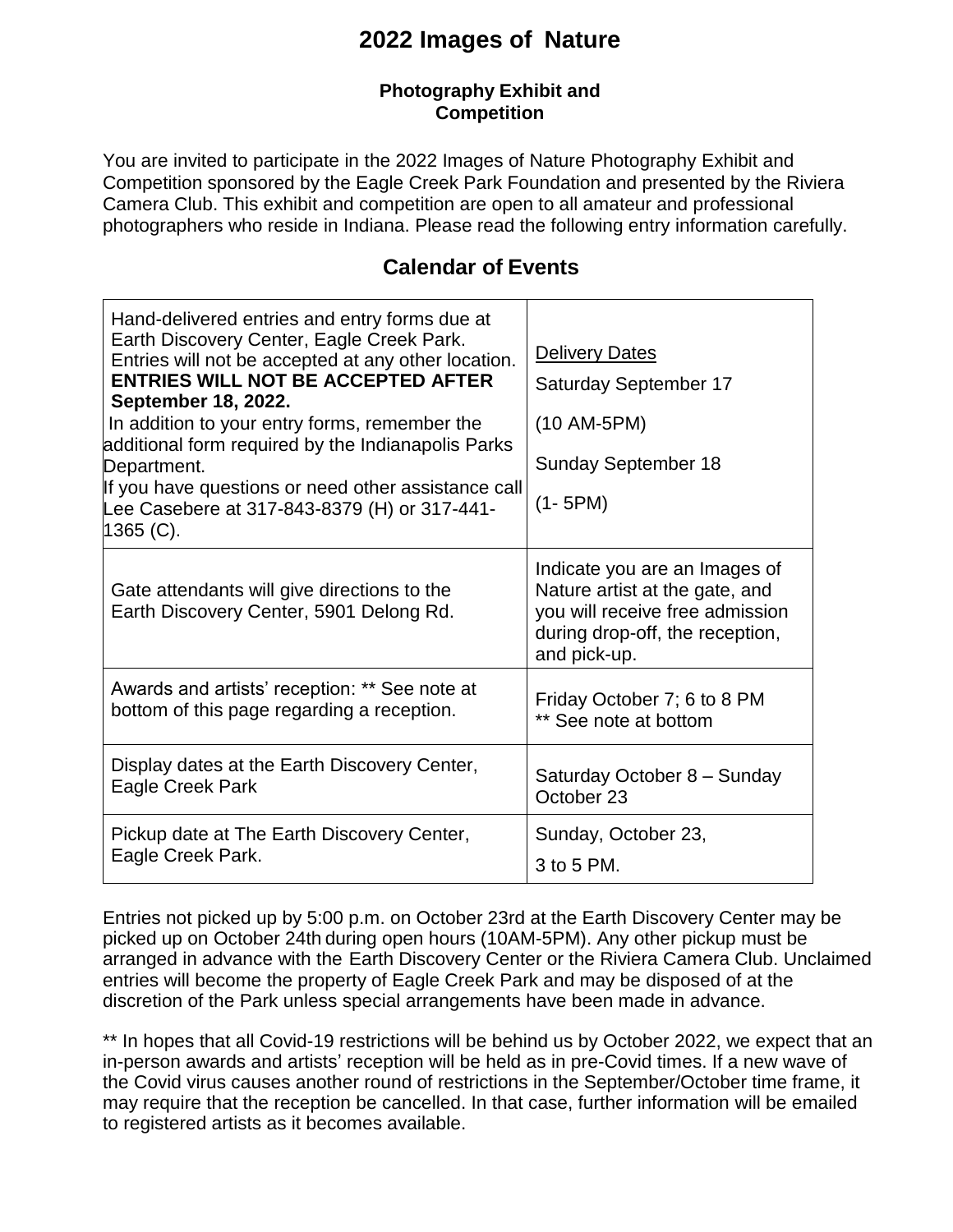# 2022 Images of Nature

### Photography Exhibit and Competition

You are invited to participate in the 2022 Images of Nature Photography Exhibit and Competition sponsored by the Eagle Creek Park Foundation and presented by the Riviera Camera Club. This exhibit and competition are open to all amateur and professional photographers who reside in Indiana. Please read the following entry information carefully.

## Calendar of Events

| | |
|---|---|
| Hand-delivered entries and entry forms due at Earth Discovery Center, Eagle Creek Park. Entries will not be accepted at any other location. **ENTRIES WILL NOT BE ACCEPTED AFTER September 18, 2022.** In addition to your entry forms, remember the additional form required by the Indianapolis Parks Department. If you have questions or need other assistance call Lee Casebere at 317-843-8379 (H) or 317-441-1365 (C). | Delivery Dates<br>Saturday September 17<br>(10 AM-5PM)<br>Sunday September 18<br>(1- 5PM) |
| Gate attendants will give directions to the Earth Discovery Center, 5901 Delong Rd. | Indicate you are an Images of Nature artist at the gate, and you will receive free admission during drop-off, the reception, and pick-up. |
| Awards and artists' reception: ** See note at bottom of this page regarding a reception. | Friday October 7; 6 to 8 PM<br>** See note at bottom |
| Display dates at the Earth Discovery Center, Eagle Creek Park | Saturday October 8 – Sunday October 23 |
| Pickup date at The Earth Discovery Center, Eagle Creek Park. | Sunday, October 23,<br>3 to 5 PM. |

Entries not picked up by 5:00 p.m. on October 23rd at the Earth Discovery Center may be picked up on October 24th during open hours (10AM-5PM). Any other pickup must be arranged in advance with the Earth Discovery Center or the Riviera Camera Club. Unclaimed entries will become the property of Eagle Creek Park and may be disposed of at the discretion of the Park unless special arrangements have been made in advance.

** In hopes that all Covid-19 restrictions will be behind us by October 2022, we expect that an in-person awards and artists' reception will be held as in pre-Covid times. If a new wave of the Covid virus causes another round of restrictions in the September/October time frame, it may require that the reception be cancelled. In that case, further information will be emailed to registered artists as it becomes available.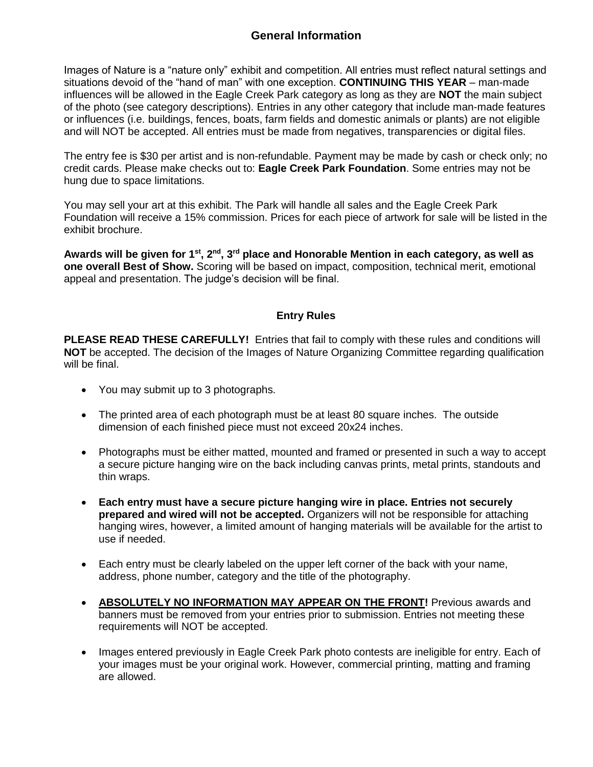## General Information

Images of Nature is a "nature only" exhibit and competition. All entries must reflect natural settings and situations devoid of the "hand of man" with one exception. **CONTINUING THIS YEAR** – man-made influences will be allowed in the Eagle Creek Park category as long as they are **NOT** the main subject of the photo (see category descriptions). Entries in any other category that include man-made features or influences (i.e. buildings, fences, boats, farm fields and domestic animals or plants) are not eligible and will NOT be accepted. All entries must be made from negatives, transparencies or digital files.

The entry fee is $30 per artist and is non-refundable. Payment may be made by cash or check only; no credit cards. Please make checks out to: **Eagle Creek Park Foundation**. Some entries may not be hung due to space limitations.

You may sell your art at this exhibit. The Park will handle all sales and the Eagle Creek Park Foundation will receive a 15% commission. Prices for each piece of artwork for sale will be listed in the exhibit brochure.

**Awards will be given for 1st, 2nd, 3rd place and Honorable Mention in each category, as well as one overall Best of Show.** Scoring will be based on impact, composition, technical merit, emotional appeal and presentation. The judge's decision will be final.

## Entry Rules

**PLEASE READ THESE CAREFULLY!** Entries that fail to comply with these rules and conditions will **NOT** be accepted. The decision of the Images of Nature Organizing Committee regarding qualification will be final.

- You may submit up to 3 photographs.
- The printed area of each photograph must be at least 80 square inches. The outside dimension of each finished piece must not exceed 20x24 inches.
- Photographs must be either matted, mounted and framed or presented in such a way to accept a secure picture hanging wire on the back including canvas prints, metal prints, standouts and thin wraps.
- **Each entry must have a secure picture hanging wire in place. Entries not securely prepared and wired will not be accepted.** Organizers will not be responsible for attaching hanging wires, however, a limited amount of hanging materials will be available for the artist to use if needed.
- Each entry must be clearly labeled on the upper left corner of the back with your name, address, phone number, category and the title of the photography.
- **ABSOLUTELY NO INFORMATION MAY APPEAR ON THE FRONT!** Previous awards and banners must be removed from your entries prior to submission. Entries not meeting these requirements will NOT be accepted.
- Images entered previously in Eagle Creek Park photo contests are ineligible for entry. Each of your images must be your original work. However, commercial printing, matting and framing are allowed.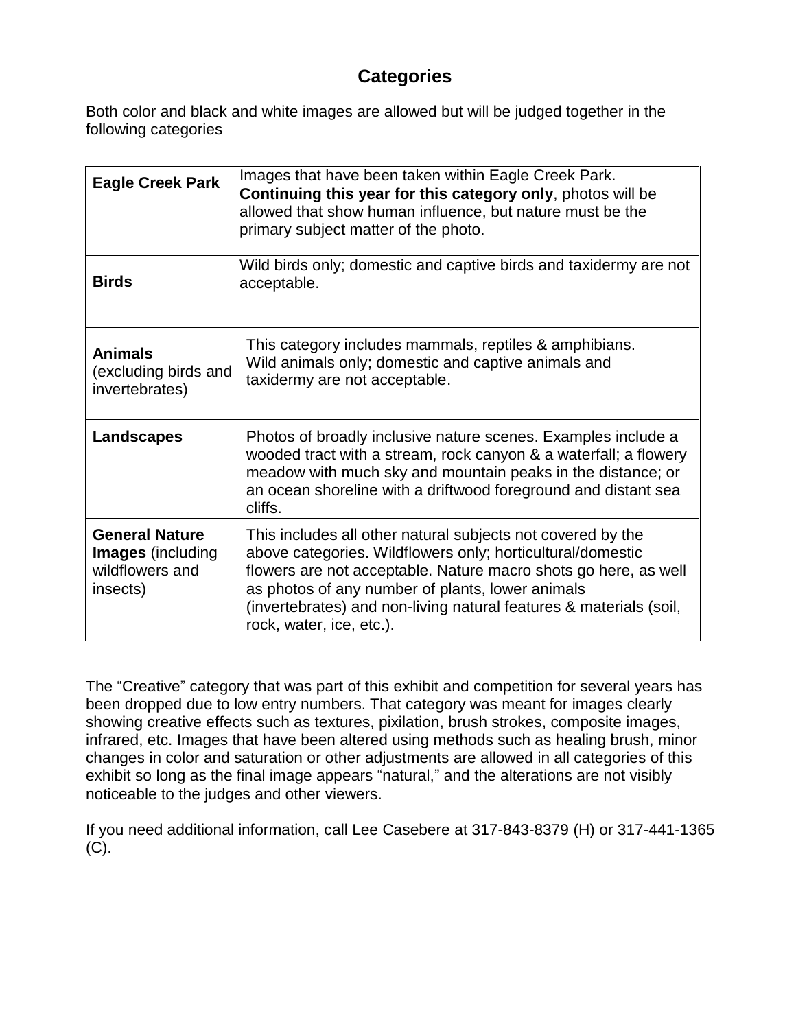# Categories

Both color and black and white images are allowed but will be judged together in the following categories

| | |
|---|---|
| **Eagle Creek Park** | Images that have been taken within Eagle Creek Park. **Continuing this year for this category only**, photos will be allowed that show human influence, but nature must be the primary subject matter of the photo. |
| **Birds** | Wild birds only; domestic and captive birds and taxidermy are not acceptable. |
| **Animals** (excluding birds and invertebrates) | This category includes mammals, reptiles & amphibians. Wild animals only; domestic and captive animals and taxidermy are not acceptable. |
| **Landscapes** | Photos of broadly inclusive nature scenes. Examples include a wooded tract with a stream, rock canyon & a waterfall; a flowery meadow with much sky and mountain peaks in the distance; or an ocean shoreline with a driftwood foreground and distant sea cliffs. |
| **General Nature Images** (including wildflowers and insects) | This includes all other natural subjects not covered by the above categories. Wildflowers only; horticultural/domestic flowers are not acceptable. Nature macro shots go here, as well as photos of any number of plants, lower animals (invertebrates) and non-living natural features & materials (soil, rock, water, ice, etc.). |

The "Creative" category that was part of this exhibit and competition for several years has been dropped due to low entry numbers. That category was meant for images clearly showing creative effects such as textures, pixilation, brush strokes, composite images, infrared, etc. Images that have been altered using methods such as healing brush, minor changes in color and saturation or other adjustments are allowed in all categories of this exhibit so long as the final image appears "natural," and the alterations are not visibly noticeable to the judges and other viewers.

If you need additional information, call Lee Casebere at 317-843-8379 (H) or 317-441-1365 (C).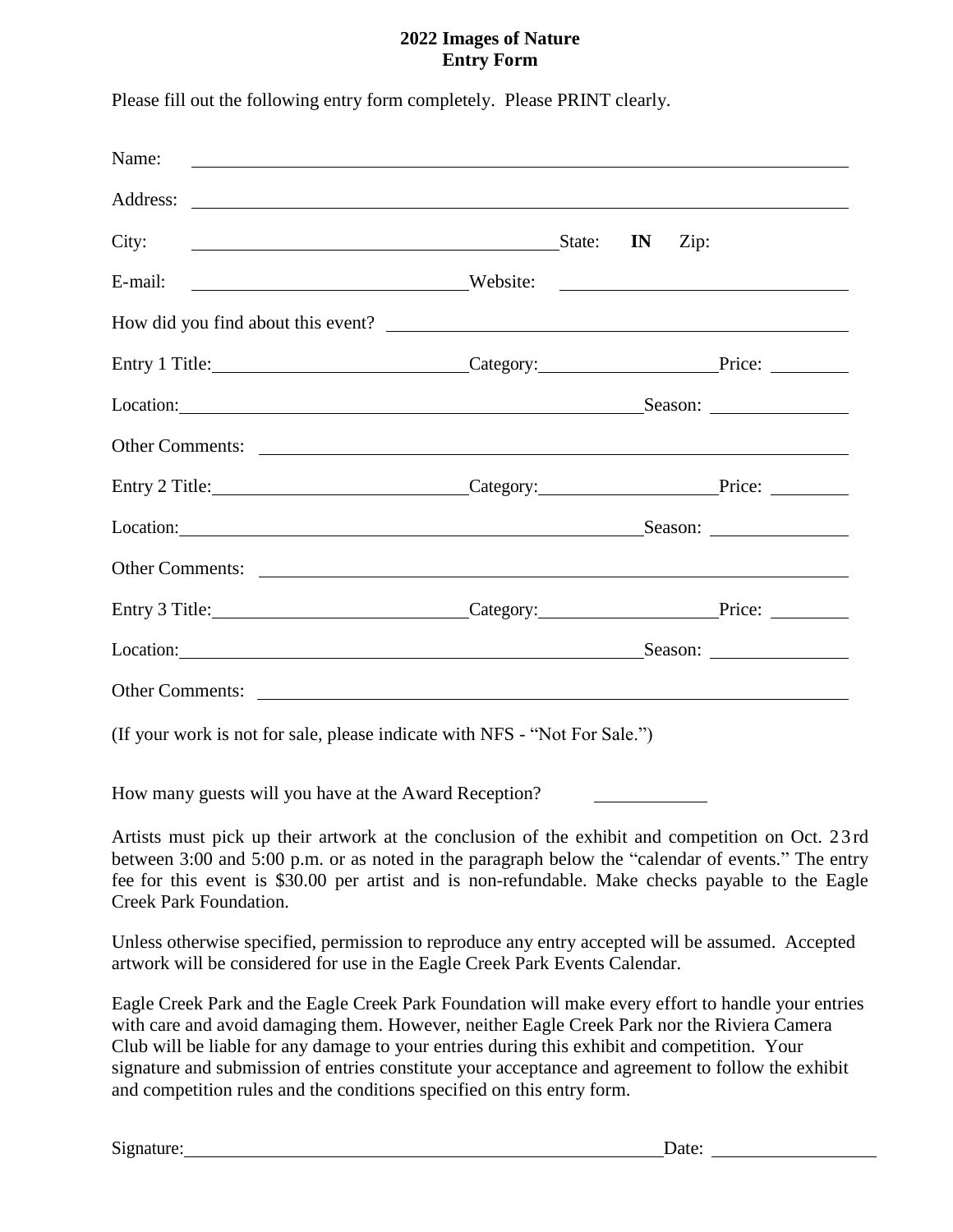# 2022 Images of Nature
## Entry Form

Please fill out the following entry form completely. Please PRINT clearly.

Name: ______________________________________________

Address: ______________________________________________

City: ______________________________ State: **IN** Zip:

E-mail: ______________________ Website: ______________________

How did you find about this event? ______________________________

Entry 1 Title: ____________________ Category: ______________ Price: ________

Location: ______________________________________ Season: ____________

Other Comments: ______________________________________________

Entry 2 Title: ____________________ Category: ______________ Price: ________

Location: ______________________________________ Season: ____________

Other Comments: ______________________________________________

Entry 3 Title: ____________________ Category: ______________ Price: ________

Location: ______________________________________ Season: ____________

Other Comments: ______________________________________________

(If your work is not for sale, please indicate with NFS - "Not For Sale.")

How many guests will you have at the Award Reception? __________

Artists must pick up their artwork at the conclusion of the exhibit and competition on Oct. 23rd between 3:00 and 5:00 p.m. or as noted in the paragraph below the "calendar of events." The entry fee for this event is $30.00 per artist and is non-refundable. Make checks payable to the Eagle Creek Park Foundation.

Unless otherwise specified, permission to reproduce any entry accepted will be assumed. Accepted artwork will be considered for use in the Eagle Creek Park Events Calendar.

Eagle Creek Park and the Eagle Creek Park Foundation will make every effort to handle your entries with care and avoid damaging them. However, neither Eagle Creek Park nor the Riviera Camera Club will be liable for any damage to your entries during this exhibit and competition. Your signature and submission of entries constitute your acceptance and agreement to follow the exhibit and competition rules and the conditions specified on this entry form.

Signature: ______________________________________ Date: ______________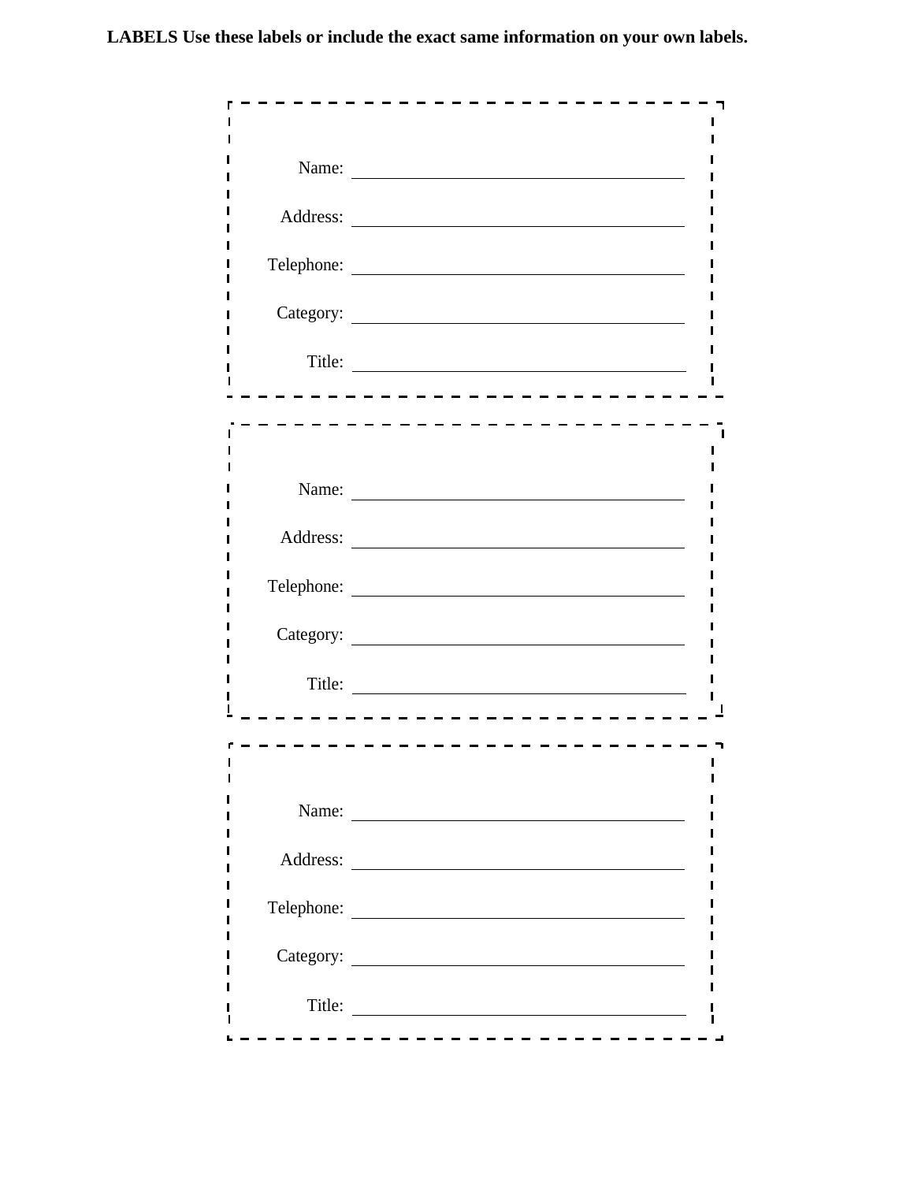**LABELS Use these labels or include the exact same information on your own labels.**

Name: \_\_\_\_\_\_\_\_\_\_\_\_\_\_\_\_\_\_\_\_\_\_\_\_\_\_\_\_\_\_\_\_\_\_\_\_

Address: \_\_\_\_\_\_\_\_\_\_\_\_\_\_\_\_\_\_\_\_\_\_\_\_\_\_\_\_\_\_\_\_\_\_\_\_

Telephone: \_\_\_\_\_\_\_\_\_\_\_\_\_\_\_\_\_\_\_\_\_\_\_\_\_\_\_\_\_\_\_\_\_\_\_\_

Category: \_\_\_\_\_\_\_\_\_\_\_\_\_\_\_\_\_\_\_\_\_\_\_\_\_\_\_\_\_\_\_\_\_\_\_\_

Title: \_\_\_\_\_\_\_\_\_\_\_\_\_\_\_\_\_\_\_\_\_\_\_\_\_\_\_\_\_\_\_\_\_\_\_\_

---

Name: \_\_\_\_\_\_\_\_\_\_\_\_\_\_\_\_\_\_\_\_\_\_\_\_\_\_\_\_\_\_\_\_\_\_\_\_

Address: \_\_\_\_\_\_\_\_\_\_\_\_\_\_\_\_\_\_\_\_\_\_\_\_\_\_\_\_\_\_\_\_\_\_\_\_

Telephone: \_\_\_\_\_\_\_\_\_\_\_\_\_\_\_\_\_\_\_\_\_\_\_\_\_\_\_\_\_\_\_\_\_\_\_\_

Category: \_\_\_\_\_\_\_\_\_\_\_\_\_\_\_\_\_\_\_\_\_\_\_\_\_\_\_\_\_\_\_\_\_\_\_\_

Title: \_\_\_\_\_\_\_\_\_\_\_\_\_\_\_\_\_\_\_\_\_\_\_\_\_\_\_\_\_\_\_\_\_\_\_\_

---

Name: \_\_\_\_\_\_\_\_\_\_\_\_\_\_\_\_\_\_\_\_\_\_\_\_\_\_\_\_\_\_\_\_\_\_\_\_

Address: \_\_\_\_\_\_\_\_\_\_\_\_\_\_\_\_\_\_\_\_\_\_\_\_\_\_\_\_\_\_\_\_\_\_\_\_

Telephone: \_\_\_\_\_\_\_\_\_\_\_\_\_\_\_\_\_\_\_\_\_\_\_\_\_\_\_\_\_\_\_\_\_\_\_\_

Category: \_\_\_\_\_\_\_\_\_\_\_\_\_\_\_\_\_\_\_\_\_\_\_\_\_\_\_\_\_\_\_\_\_\_\_\_

Title: \_\_\_\_\_\_\_\_\_\_\_\_\_\_\_\_\_\_\_\_\_\_\_\_\_\_\_\_\_\_\_\_\_\_\_\_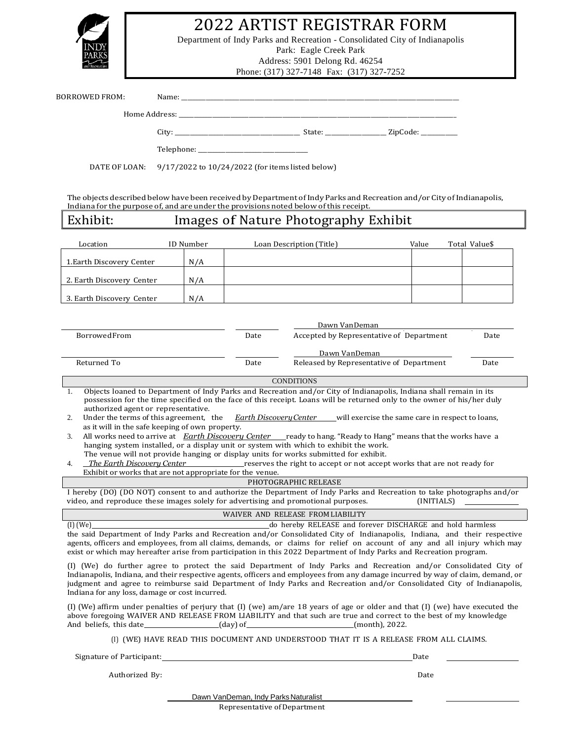# 2022 ARTIST REGISTRAR FORM

Department of Indy Parks and Recreation - Consolidated City of Indianapolis
Park: Eagle Creek Park
Address: 5901 Delong Rd. 46254
Phone: (317) 327-7148 Fax: (317) 327-7252

BORROWED FROM: Name: ______________________________

Home Address: ______________________________

City: ______________________ State: __________ ZipCode: __________

Telephone: ____________________

DATE OF LOAN: 9/17/2022 to 10/24/2022 (for items listed below)

The objects described below have been received by Department of Indy Parks and Recreation and/or City of Indianapolis, Indiana for the purpose of, and are under the provisions noted below of this receipt.

## Exhibit: Images of Nature Photography Exhibit

| Location | ID Number | Loan Description (Title) | Value | Total Value$ |
|---|---|---|---|---|
| 1.Earth Discovery Center | N/A | | | |
| 2. Earth Discovery Center | N/A | | | |
| 3. Earth Discovery Center | N/A | | | |

| | | | |
|---|---|---|---|
| ______________ Borrowed From | ______ Date | Dawn VanDeman Accepted by Representative of Department | ______ Date |
| ______________ Returned To | ______ Date | Dawn VanDeman Released by Representative of Department | ______ Date |

### CONDITIONS

1. Objects loaned to Department of Indy Parks and Recreation and/or City of Indianapolis, Indiana shall remain in its possession for the time specified on the face of this receipt. Loans will be returned only to the owner of his/her duly authorized agent or representative.
2. Under the terms of this agreement, the *Earth Discovery Center* will exercise the same care in respect to loans, as it will in the safe keeping of own property.
3. All works need to arrive at *Earth Discovery Center* ready to hang. "Ready to Hang" means that the works have a hanging system installed, or a display unit or system with which to exhibit the work. The venue will not provide hanging or display units for works submitted for exhibit.
4. *The Earth Discovery Center* reserves the right to accept or not accept works that are not ready for Exhibit or works that are not appropriate for the venue.

### PHOTOGRAPHIC RELEASE

I hereby (DO) (DO NOT) consent to and authorize the Department of Indy Parks and Recreation to take photographs and/or video, and reproduce these images solely for advertising and promotional purposes. (INITIALS) __________

### WAIVER AND RELEASE FROM LIABILITY

(I) (We)______________________________do hereby RELEASE and forever DISCHARGE and hold harmless the said Department of Indy Parks and Recreation and/or Consolidated City of Indianapolis, Indiana, and their respective agents, officers and employees, from all claims, demands, or claims for relief on account of any and all injury which may exist or which may hereafter arise from participation in this 2022 Department of Indy Parks and Recreation program.

(I) (We) do further agree to protect the said Department of Indy Parks and Recreation and/or Consolidated City of Indianapolis, Indiana, and their respective agents, officers and employees from any damage incurred by way of claim, demand, or judgment and agree to reimburse said Department of Indy Parks and Recreation and/or Consolidated City of Indianapolis, Indiana for any loss, damage or cost incurred.

(I) (We) affirm under penalties of perjury that (I) (we) am/are 18 years of age or older and that (I) (we) have executed the above foregoing WAIVER AND RELEASE FROM LIABILITY and that such are true and correct to the best of my knowledge And beliefs, this date______________(day) of____________________(month), 2022.

(I) (WE) HAVE READ THIS DOCUMENT AND UNDERSTOOD THAT IT IS A RELEASE FROM ALL CLAIMS.

Signature of Participant:______________________________ Date __________

Authorized By: Date

Dawn VanDeman, Indy Parks Naturalist __________
Representative of Department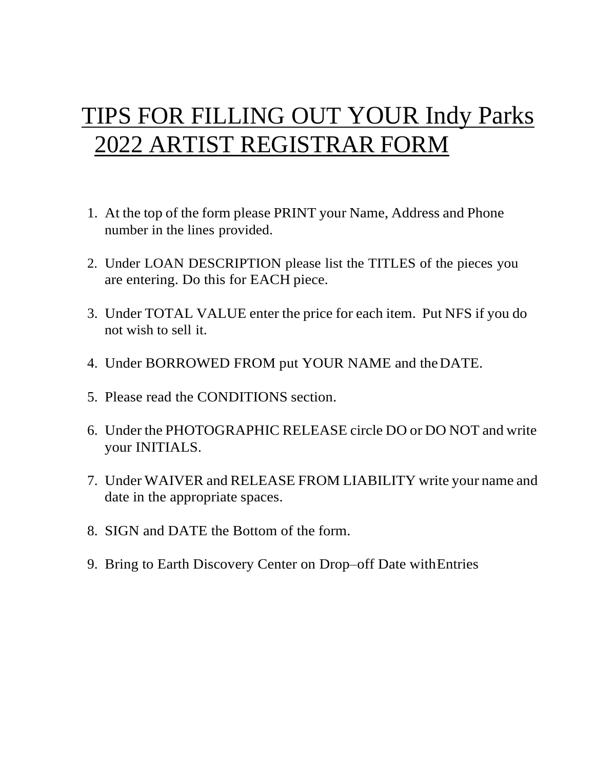# TIPS FOR FILLING OUT YOUR Indy Parks 2022 ARTIST REGISTRAR FORM

1. At the top of the form please PRINT your Name, Address and Phone number in the lines provided.

2. Under LOAN DESCRIPTION please list the TITLES of the pieces you are entering. Do this for EACH piece.

3. Under TOTAL VALUE enter the price for each item. Put NFS if you do not wish to sell it.

4. Under BORROWED FROM put YOUR NAME and the DATE.

5. Please read the CONDITIONS section.

6. Under the PHOTOGRAPHIC RELEASE circle DO or DO NOT and write your INITIALS.

7. Under WAIVER and RELEASE FROM LIABILITY write your name and date in the appropriate spaces.

8. SIGN and DATE the Bottom of the form.

9. Bring to Earth Discovery Center on Drop–off Date with Entries